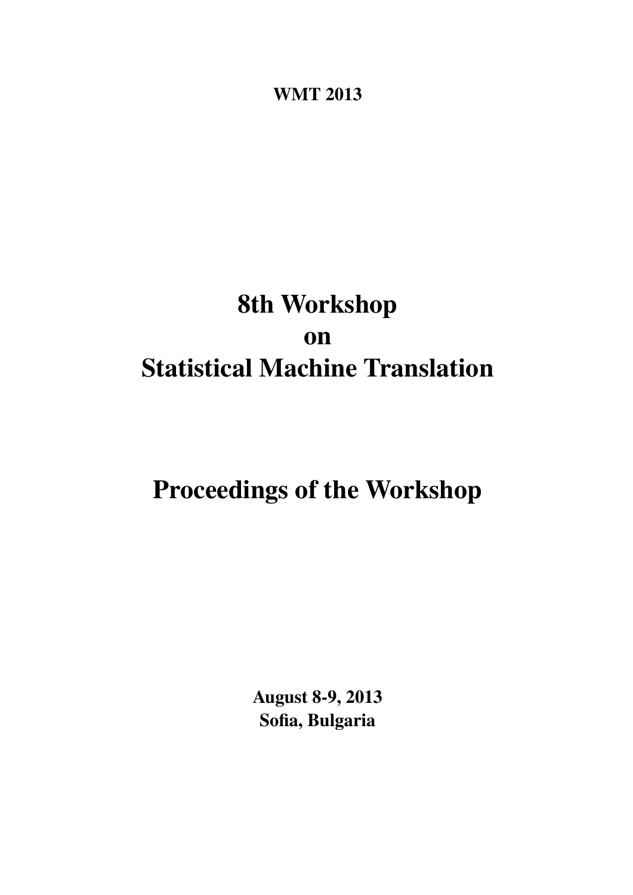**WMT 2013**

# 8th Workshop
# on
# Statistical Machine Translation

# Proceedings of the Workshop

**August 8-9, 2013**
**Sofia, Bulgaria**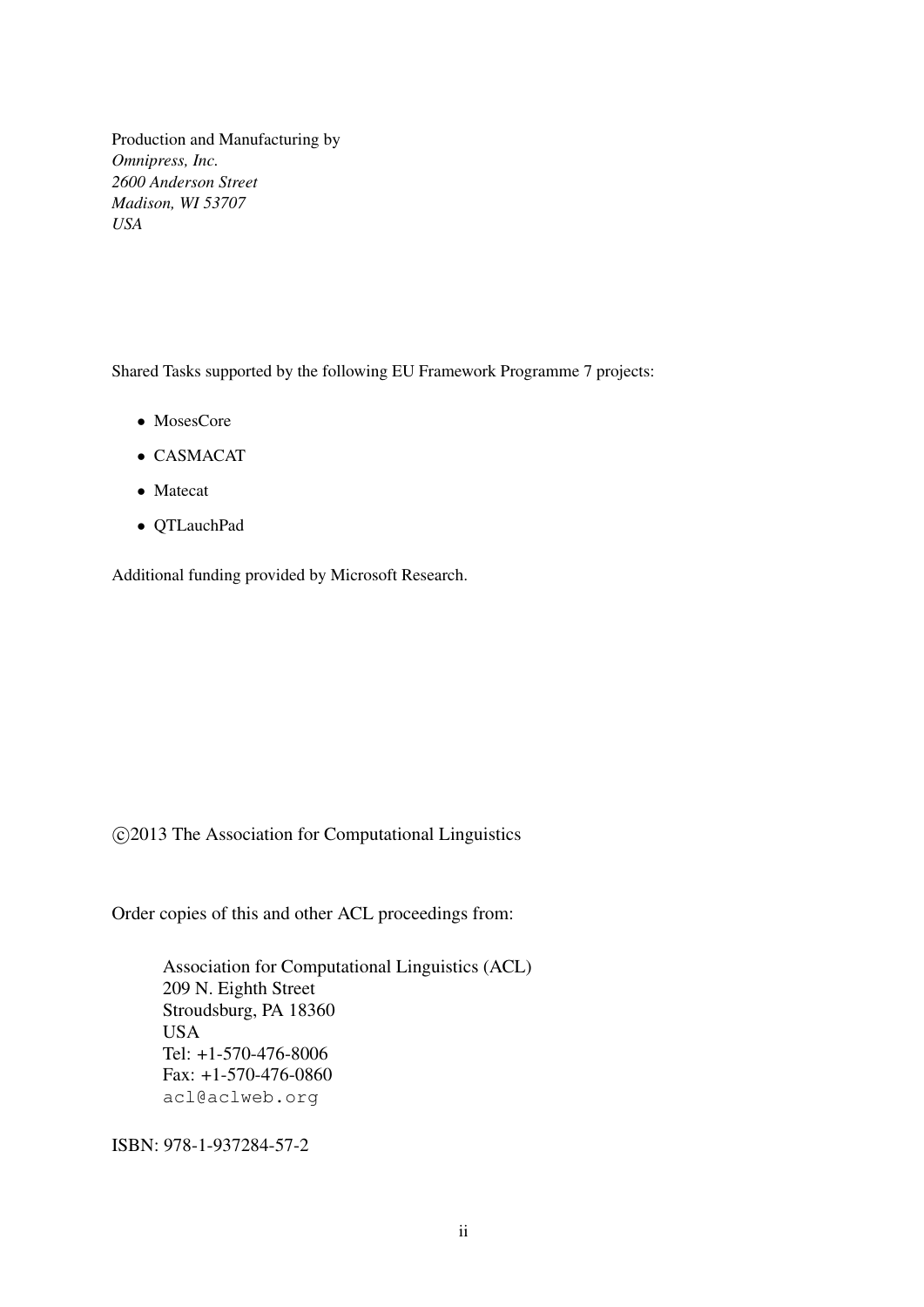Production and Manufacturing by
*Omnipress, Inc.*
*2600 Anderson Street*
*Madison, WI 53707*
*USA*

Shared Tasks supported by the following EU Framework Programme 7 projects:

- MosesCore
- CASMACAT
- Matecat
- QTLauchPad

Additional funding provided by Microsoft Research.

©2013 The Association for Computational Linguistics

Order copies of this and other ACL proceedings from:

Association for Computational Linguistics (ACL)
209 N. Eighth Street
Stroudsburg, PA 18360
USA
Tel: +1-570-476-8006
Fax: +1-570-476-0860
acl@aclweb.org

ISBN: 978-1-937284-57-2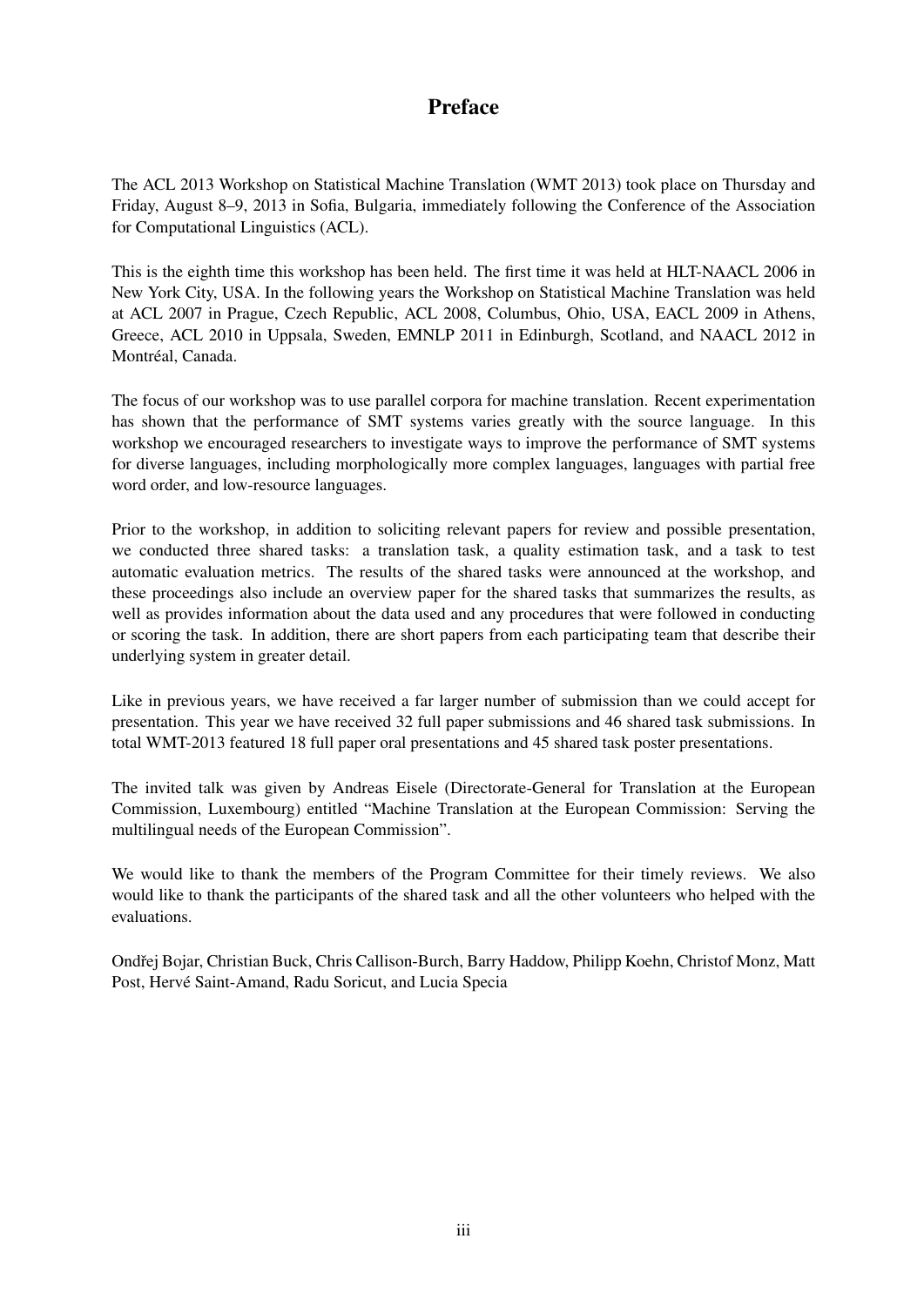# Preface

The ACL 2013 Workshop on Statistical Machine Translation (WMT 2013) took place on Thursday and Friday, August 8–9, 2013 in Sofia, Bulgaria, immediately following the Conference of the Association for Computational Linguistics (ACL).

This is the eighth time this workshop has been held. The first time it was held at HLT-NAACL 2006 in New York City, USA. In the following years the Workshop on Statistical Machine Translation was held at ACL 2007 in Prague, Czech Republic, ACL 2008, Columbus, Ohio, USA, EACL 2009 in Athens, Greece, ACL 2010 in Uppsala, Sweden, EMNLP 2011 in Edinburgh, Scotland, and NAACL 2012 in Montréal, Canada.

The focus of our workshop was to use parallel corpora for machine translation. Recent experimentation has shown that the performance of SMT systems varies greatly with the source language. In this workshop we encouraged researchers to investigate ways to improve the performance of SMT systems for diverse languages, including morphologically more complex languages, languages with partial free word order, and low-resource languages.

Prior to the workshop, in addition to soliciting relevant papers for review and possible presentation, we conducted three shared tasks: a translation task, a quality estimation task, and a task to test automatic evaluation metrics. The results of the shared tasks were announced at the workshop, and these proceedings also include an overview paper for the shared tasks that summarizes the results, as well as provides information about the data used and any procedures that were followed in conducting or scoring the task. In addition, there are short papers from each participating team that describe their underlying system in greater detail.

Like in previous years, we have received a far larger number of submission than we could accept for presentation. This year we have received 32 full paper submissions and 46 shared task submissions. In total WMT-2013 featured 18 full paper oral presentations and 45 shared task poster presentations.

The invited talk was given by Andreas Eisele (Directorate-General for Translation at the European Commission, Luxembourg) entitled "Machine Translation at the European Commission: Serving the multilingual needs of the European Commission".

We would like to thank the members of the Program Committee for their timely reviews. We also would like to thank the participants of the shared task and all the other volunteers who helped with the evaluations.

Ondřej Bojar, Christian Buck, Chris Callison-Burch, Barry Haddow, Philipp Koehn, Christof Monz, Matt Post, Hervé Saint-Amand, Radu Soricut, and Lucia Specia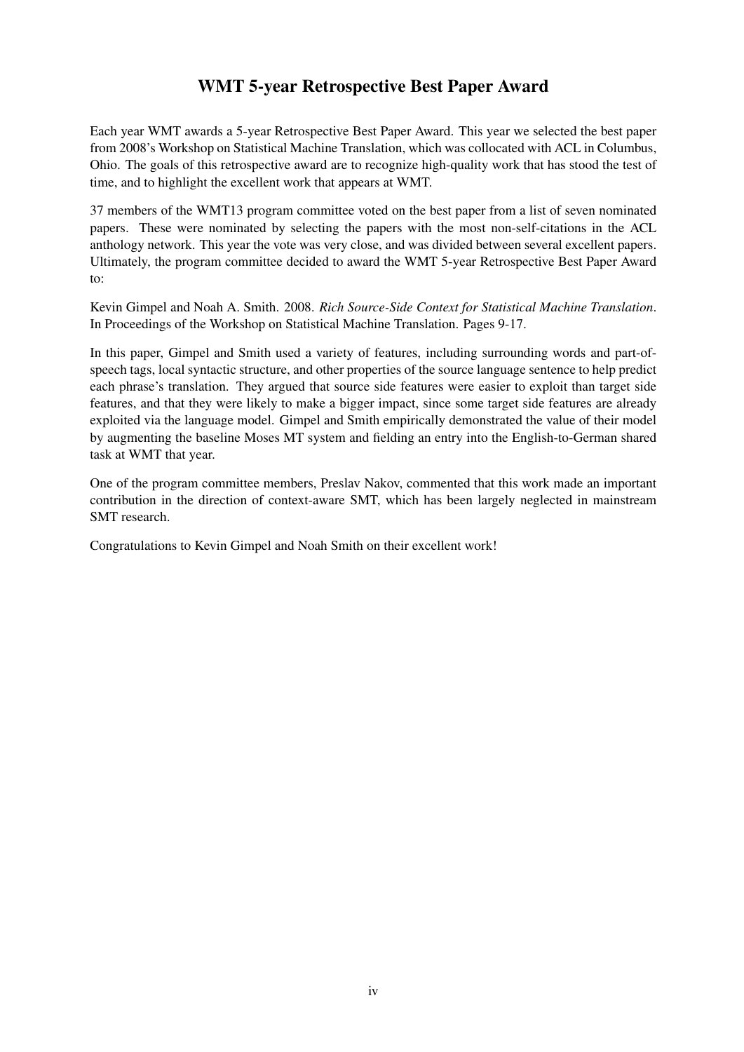# WMT 5-year Retrospective Best Paper Award

Each year WMT awards a 5-year Retrospective Best Paper Award. This year we selected the best paper from 2008's Workshop on Statistical Machine Translation, which was collocated with ACL in Columbus, Ohio. The goals of this retrospective award are to recognize high-quality work that has stood the test of time, and to highlight the excellent work that appears at WMT.

37 members of the WMT13 program committee voted on the best paper from a list of seven nominated papers. These were nominated by selecting the papers with the most non-self-citations in the ACL anthology network. This year the vote was very close, and was divided between several excellent papers. Ultimately, the program committee decided to award the WMT 5-year Retrospective Best Paper Award to:

Kevin Gimpel and Noah A. Smith. 2008. *Rich Source-Side Context for Statistical Machine Translation*. In Proceedings of the Workshop on Statistical Machine Translation. Pages 9-17.

In this paper, Gimpel and Smith used a variety of features, including surrounding words and part-of-speech tags, local syntactic structure, and other properties of the source language sentence to help predict each phrase's translation. They argued that source side features were easier to exploit than target side features, and that they were likely to make a bigger impact, since some target side features are already exploited via the language model. Gimpel and Smith empirically demonstrated the value of their model by augmenting the baseline Moses MT system and fielding an entry into the English-to-German shared task at WMT that year.

One of the program committee members, Preslav Nakov, commented that this work made an important contribution in the direction of context-aware SMT, which has been largely neglected in mainstream SMT research.

Congratulations to Kevin Gimpel and Noah Smith on their excellent work!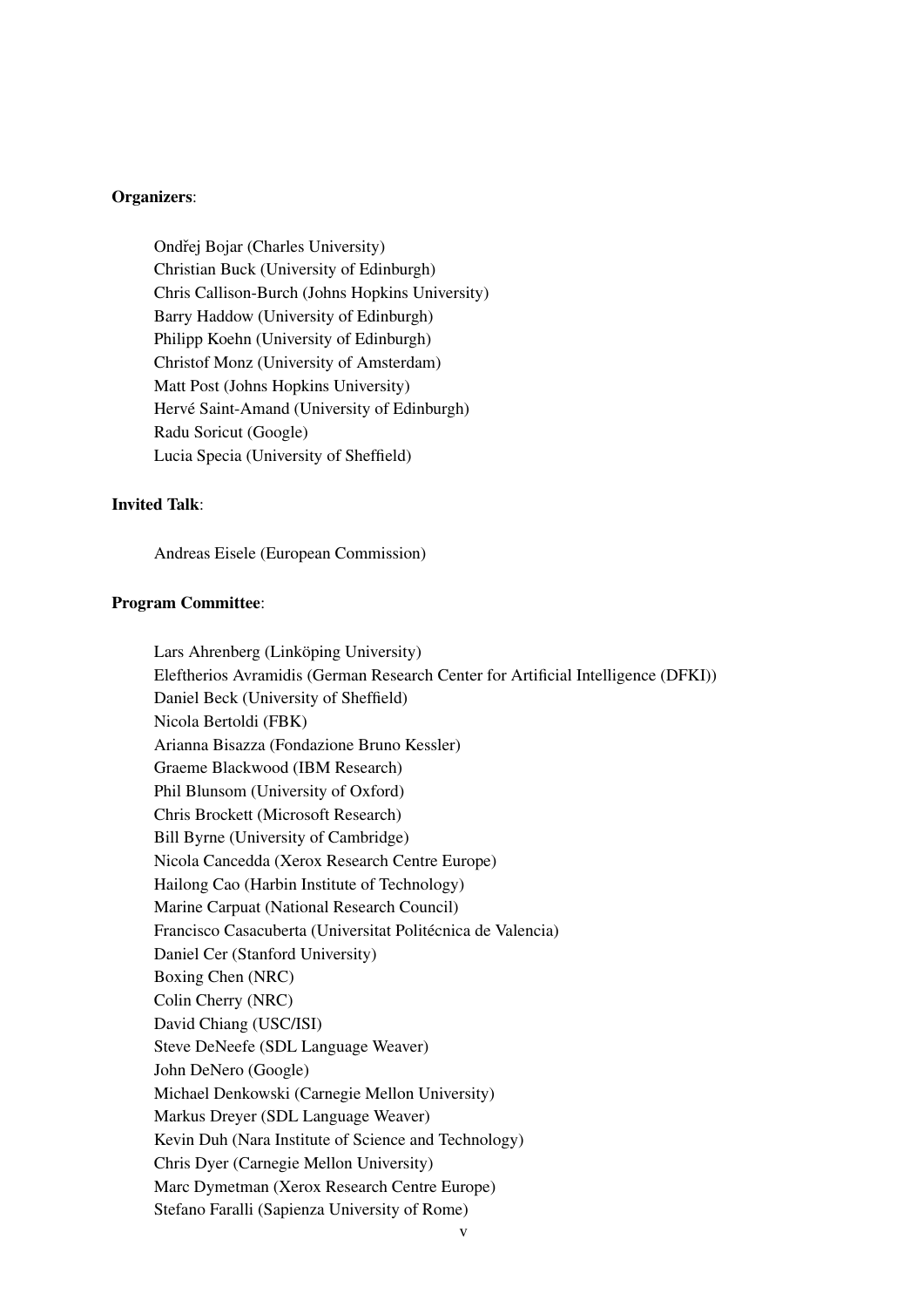**Organizers**:

Ondřej Bojar (Charles University)
Christian Buck (University of Edinburgh)
Chris Callison-Burch (Johns Hopkins University)
Barry Haddow (University of Edinburgh)
Philipp Koehn (University of Edinburgh)
Christof Monz (University of Amsterdam)
Matt Post (Johns Hopkins University)
Hervé Saint-Amand (University of Edinburgh)
Radu Soricut (Google)
Lucia Specia (University of Sheffield)

**Invited Talk**:

Andreas Eisele (European Commission)

**Program Committee**:

Lars Ahrenberg (Linköping University)
Eleftherios Avramidis (German Research Center for Artificial Intelligence (DFKI))
Daniel Beck (University of Sheffield)
Nicola Bertoldi (FBK)
Arianna Bisazza (Fondazione Bruno Kessler)
Graeme Blackwood (IBM Research)
Phil Blunsom (University of Oxford)
Chris Brockett (Microsoft Research)
Bill Byrne (University of Cambridge)
Nicola Cancedda (Xerox Research Centre Europe)
Hailong Cao (Harbin Institute of Technology)
Marine Carpuat (National Research Council)
Francisco Casacuberta (Universitat Politécnica de Valencia)
Daniel Cer (Stanford University)
Boxing Chen (NRC)
Colin Cherry (NRC)
David Chiang (USC/ISI)
Steve DeNeefe (SDL Language Weaver)
John DeNero (Google)
Michael Denkowski (Carnegie Mellon University)
Markus Dreyer (SDL Language Weaver)
Kevin Duh (Nara Institute of Science and Technology)
Chris Dyer (Carnegie Mellon University)
Marc Dymetman (Xerox Research Centre Europe)
Stefano Faralli (Sapienza University of Rome)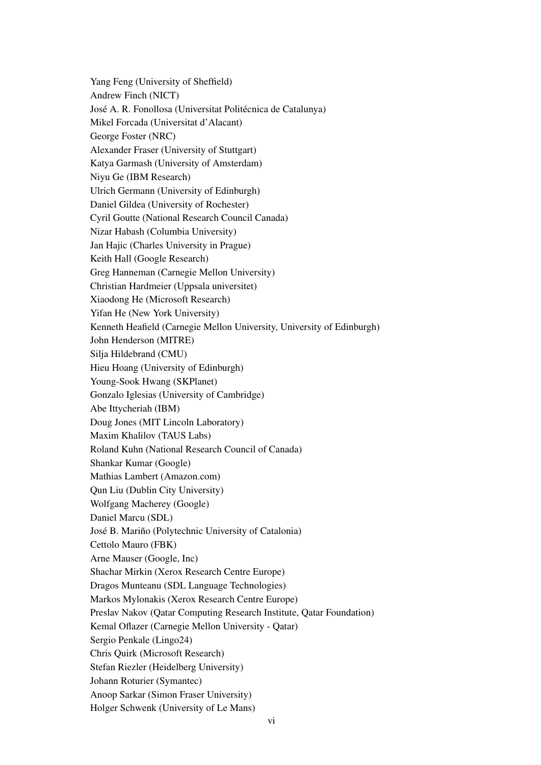Yang Feng (University of Sheffield)
Andrew Finch (NICT)
José A. R. Fonollosa (Universitat Politécnica de Catalunya)
Mikel Forcada (Universitat d'Alacant)
George Foster (NRC)
Alexander Fraser (University of Stuttgart)
Katya Garmash (University of Amsterdam)
Niyu Ge (IBM Research)
Ulrich Germann (University of Edinburgh)
Daniel Gildea (University of Rochester)
Cyril Goutte (National Research Council Canada)
Nizar Habash (Columbia University)
Jan Hajic (Charles University in Prague)
Keith Hall (Google Research)
Greg Hanneman (Carnegie Mellon University)
Christian Hardmeier (Uppsala universitet)
Xiaodong He (Microsoft Research)
Yifan He (New York University)
Kenneth Heafield (Carnegie Mellon University, University of Edinburgh)
John Henderson (MITRE)
Silja Hildebrand (CMU)
Hieu Hoang (University of Edinburgh)
Young-Sook Hwang (SKPlanet)
Gonzalo Iglesias (University of Cambridge)
Abe Ittycheriah (IBM)
Doug Jones (MIT Lincoln Laboratory)
Maxim Khalilov (TAUS Labs)
Roland Kuhn (National Research Council of Canada)
Shankar Kumar (Google)
Mathias Lambert (Amazon.com)
Qun Liu (Dublin City University)
Wolfgang Macherey (Google)
Daniel Marcu (SDL)
José B. Mariño (Polytechnic University of Catalonia)
Cettolo Mauro (FBK)
Arne Mauser (Google, Inc)
Shachar Mirkin (Xerox Research Centre Europe)
Dragos Munteanu (SDL Language Technologies)
Markos Mylonakis (Xerox Research Centre Europe)
Preslav Nakov (Qatar Computing Research Institute, Qatar Foundation)
Kemal Oflazer (Carnegie Mellon University - Qatar)
Sergio Penkale (Lingo24)
Chris Quirk (Microsoft Research)
Stefan Riezler (Heidelberg University)
Johann Roturier (Symantec)
Anoop Sarkar (Simon Fraser University)
Holger Schwenk (University of Le Mans)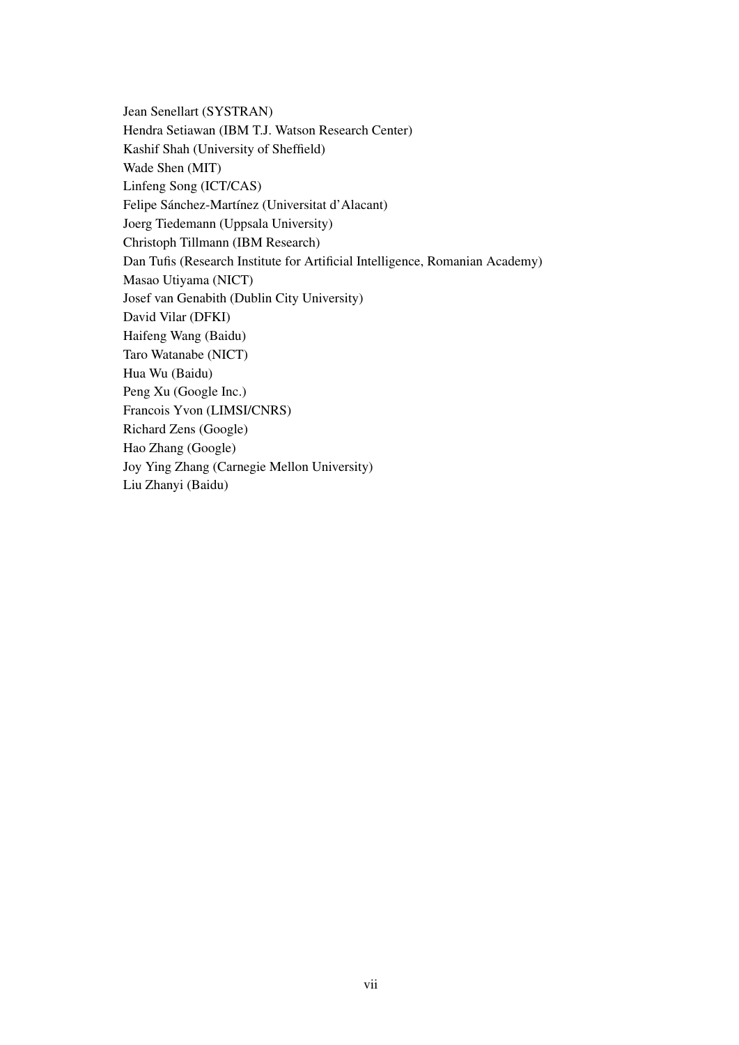Jean Senellart (SYSTRAN)
Hendra Setiawan (IBM T.J. Watson Research Center)
Kashif Shah (University of Sheffield)
Wade Shen (MIT)
Linfeng Song (ICT/CAS)
Felipe Sánchez-Martínez (Universitat d'Alacant)
Joerg Tiedemann (Uppsala University)
Christoph Tillmann (IBM Research)
Dan Tufis (Research Institute for Artificial Intelligence, Romanian Academy)
Masao Utiyama (NICT)
Josef van Genabith (Dublin City University)
David Vilar (DFKI)
Haifeng Wang (Baidu)
Taro Watanabe (NICT)
Hua Wu (Baidu)
Peng Xu (Google Inc.)
Francois Yvon (LIMSI/CNRS)
Richard Zens (Google)
Hao Zhang (Google)
Joy Ying Zhang (Carnegie Mellon University)
Liu Zhanyi (Baidu)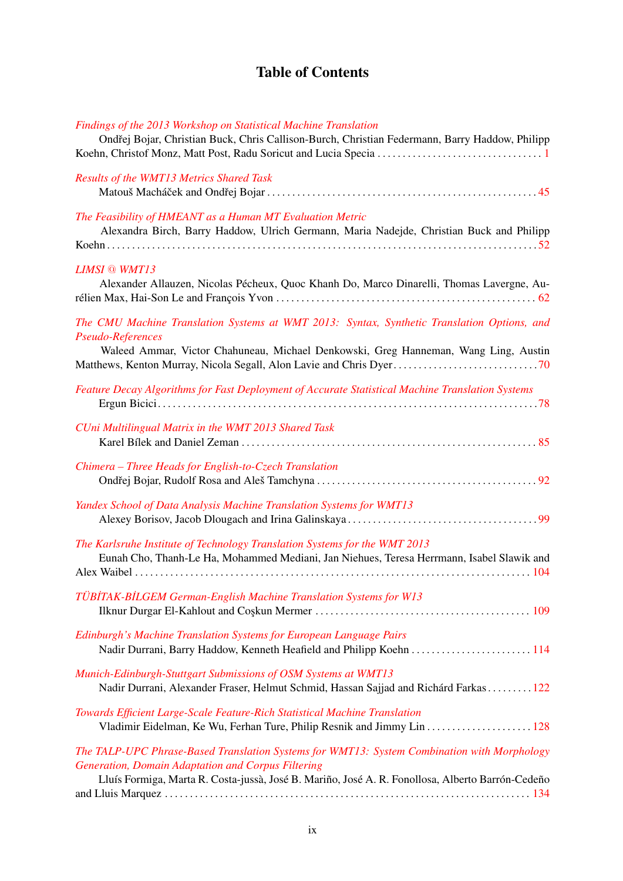# Table of Contents

*Findings of the 2013 Workshop on Statistical Machine Translation*
Ondřej Bojar, Christian Buck, Chris Callison-Burch, Christian Federmann, Barry Haddow, Philipp Koehn, Christof Monz, Matt Post, Radu Soricut and Lucia Specia . . . . . . . . . . 1

*Results of the WMT13 Metrics Shared Task*
Matouš Macháček and Ondřej Bojar . . . . . . . . . . 45

*The Feasibility of HMEANT as a Human MT Evaluation Metric*
Alexandra Birch, Barry Haddow, Ulrich Germann, Maria Nadejde, Christian Buck and Philipp Koehn . . . . . . . . . . 52

*LIMSI @ WMT13*
Alexander Allauzen, Nicolas Pécheux, Quoc Khanh Do, Marco Dinarelli, Thomas Lavergne, Aurélien Max, Hai-Son Le and François Yvon . . . . . . . . . . 62

*The CMU Machine Translation Systems at WMT 2013: Syntax, Synthetic Translation Options, and Pseudo-References*
Waleed Ammar, Victor Chahuneau, Michael Denkowski, Greg Hanneman, Wang Ling, Austin Matthews, Kenton Murray, Nicola Segall, Alon Lavie and Chris Dyer . . . . . . . . . . 70

*Feature Decay Algorithms for Fast Deployment of Accurate Statistical Machine Translation Systems*
Ergun Bicici . . . . . . . . . . 78

*CUni Multilingual Matrix in the WMT 2013 Shared Task*
Karel Bílek and Daniel Zeman . . . . . . . . . . 85

*Chimera – Three Heads for English-to-Czech Translation*
Ondřej Bojar, Rudolf Rosa and Aleš Tamchyna . . . . . . . . . . 92

*Yandex School of Data Analysis Machine Translation Systems for WMT13*
Alexey Borisov, Jacob Dlougach and Irina Galinskaya . . . . . . . . . . 99

*The Karlsruhe Institute of Technology Translation Systems for the WMT 2013*
Eunah Cho, Thanh-Le Ha, Mohammed Mediani, Jan Niehues, Teresa Herrmann, Isabel Slawik and Alex Waibel . . . . . . . . . . 104

*TÜBİTAK-BİLGEM German-English Machine Translation Systems for W13*
Ilknur Durgar El-Kahlout and Coşkun Mermer . . . . . . . . . . 109

*Edinburgh's Machine Translation Systems for European Language Pairs*
Nadir Durrani, Barry Haddow, Kenneth Heafield and Philipp Koehn . . . . . . . . . . 114

*Munich-Edinburgh-Stuttgart Submissions of OSM Systems at WMT13*
Nadir Durrani, Alexander Fraser, Helmut Schmid, Hassan Sajjad and Richárd Farkas . . . . . . . . . . 122

*Towards Efficient Large-Scale Feature-Rich Statistical Machine Translation*
Vladimir Eidelman, Ke Wu, Ferhan Ture, Philip Resnik and Jimmy Lin . . . . . . . . . . 128

*The TALP-UPC Phrase-Based Translation Systems for WMT13: System Combination with Morphology Generation, Domain Adaptation and Corpus Filtering*
Lluís Formiga, Marta R. Costa-jussà, José B. Mariño, José A. R. Fonollosa, Alberto Barrón-Cedeño and Lluis Marquez . . . . . . . . . . 134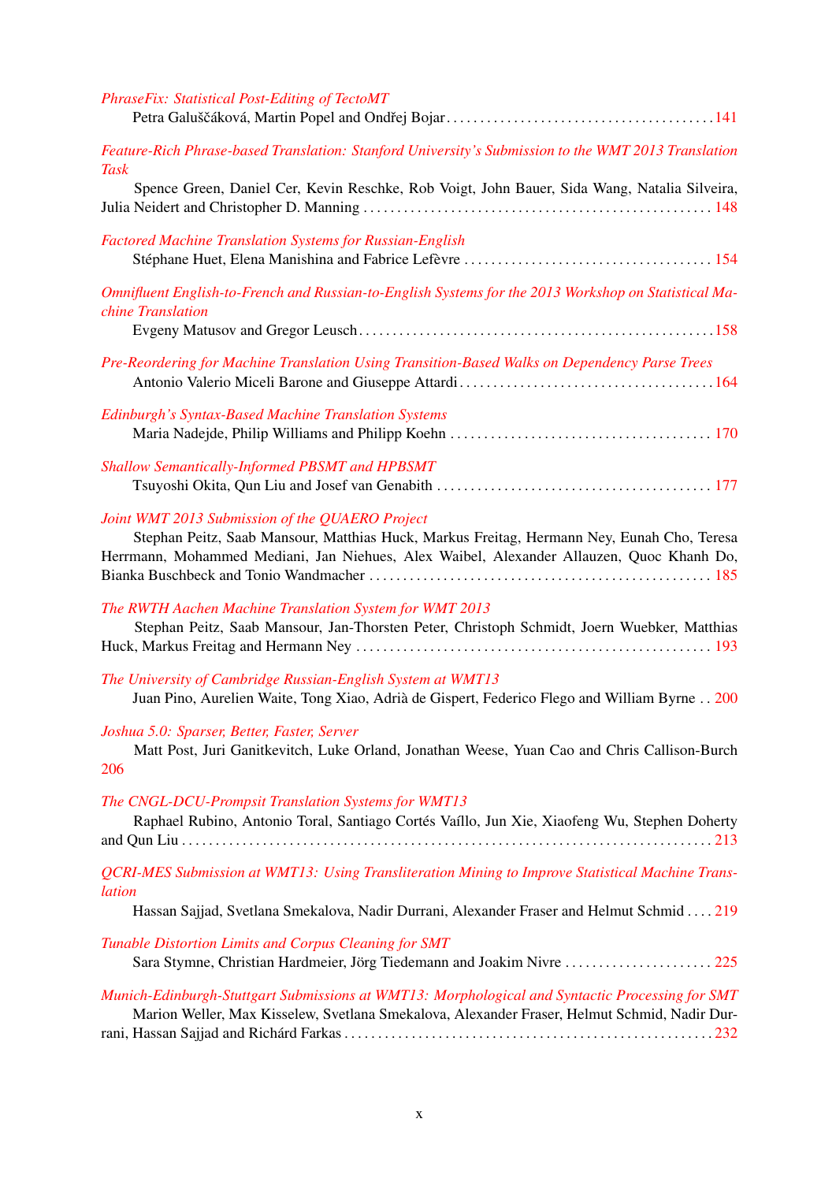*PhraseFix: Statistical Post-Editing of TectoMT*
Petra Galuščáková, Martin Popel and Ondřej Bojar . . . . . . . . 141

*Feature-Rich Phrase-based Translation: Stanford University's Submission to the WMT 2013 Translation Task*
Spence Green, Daniel Cer, Kevin Reschke, Rob Voigt, John Bauer, Sida Wang, Natalia Silveira, Julia Neidert and Christopher D. Manning . . . . . . . . 148

*Factored Machine Translation Systems for Russian-English*
Stéphane Huet, Elena Manishina and Fabrice Lefèvre . . . . . . . . 154

*Omnifluent English-to-French and Russian-to-English Systems for the 2013 Workshop on Statistical Machine Translation*
Evgeny Matusov and Gregor Leusch . . . . . . . . 158

*Pre-Reordering for Machine Translation Using Transition-Based Walks on Dependency Parse Trees*
Antonio Valerio Miceli Barone and Giuseppe Attardi . . . . . . . . 164

*Edinburgh's Syntax-Based Machine Translation Systems*
Maria Nadejde, Philip Williams and Philipp Koehn . . . . . . . . 170

*Shallow Semantically-Informed PBSMT and HPBSMT*
Tsuyoshi Okita, Qun Liu and Josef van Genabith . . . . . . . . 177

*Joint WMT 2013 Submission of the QUAERO Project*
Stephan Peitz, Saab Mansour, Matthias Huck, Markus Freitag, Hermann Ney, Eunah Cho, Teresa Herrmann, Mohammed Mediani, Jan Niehues, Alex Waibel, Alexander Allauzen, Quoc Khanh Do, Bianka Buschbeck and Tonio Wandmacher . . . . . . . . 185

*The RWTH Aachen Machine Translation System for WMT 2013*
Stephan Peitz, Saab Mansour, Jan-Thorsten Peter, Christoph Schmidt, Joern Wuebker, Matthias Huck, Markus Freitag and Hermann Ney . . . . . . . . 193

*The University of Cambridge Russian-English System at WMT13*
Juan Pino, Aurelien Waite, Tong Xiao, Adrià de Gispert, Federico Flego and William Byrne . . 200

*Joshua 5.0: Sparser, Better, Faster, Server*
Matt Post, Juri Ganitkevitch, Luke Orland, Jonathan Weese, Yuan Cao and Chris Callison-Burch 206

*The CNGL-DCU-Prompsit Translation Systems for WMT13*
Raphael Rubino, Antonio Toral, Santiago Cortés Vaíllo, Jun Xie, Xiaofeng Wu, Stephen Doherty and Qun Liu . . . . . . . . 213

*QCRI-MES Submission at WMT13: Using Transliteration Mining to Improve Statistical Machine Translation*
Hassan Sajjad, Svetlana Smekalova, Nadir Durrani, Alexander Fraser and Helmut Schmid . . . . 219

*Tunable Distortion Limits and Corpus Cleaning for SMT*
Sara Stymne, Christian Hardmeier, Jörg Tiedemann and Joakim Nivre . . . . . . . . 225

*Munich-Edinburgh-Stuttgart Submissions at WMT13: Morphological and Syntactic Processing for SMT*
Marion Weller, Max Kisselew, Svetlana Smekalova, Alexander Fraser, Helmut Schmid, Nadir Durrani, Hassan Sajjad and Richárd Farkas . . . . . . . . 232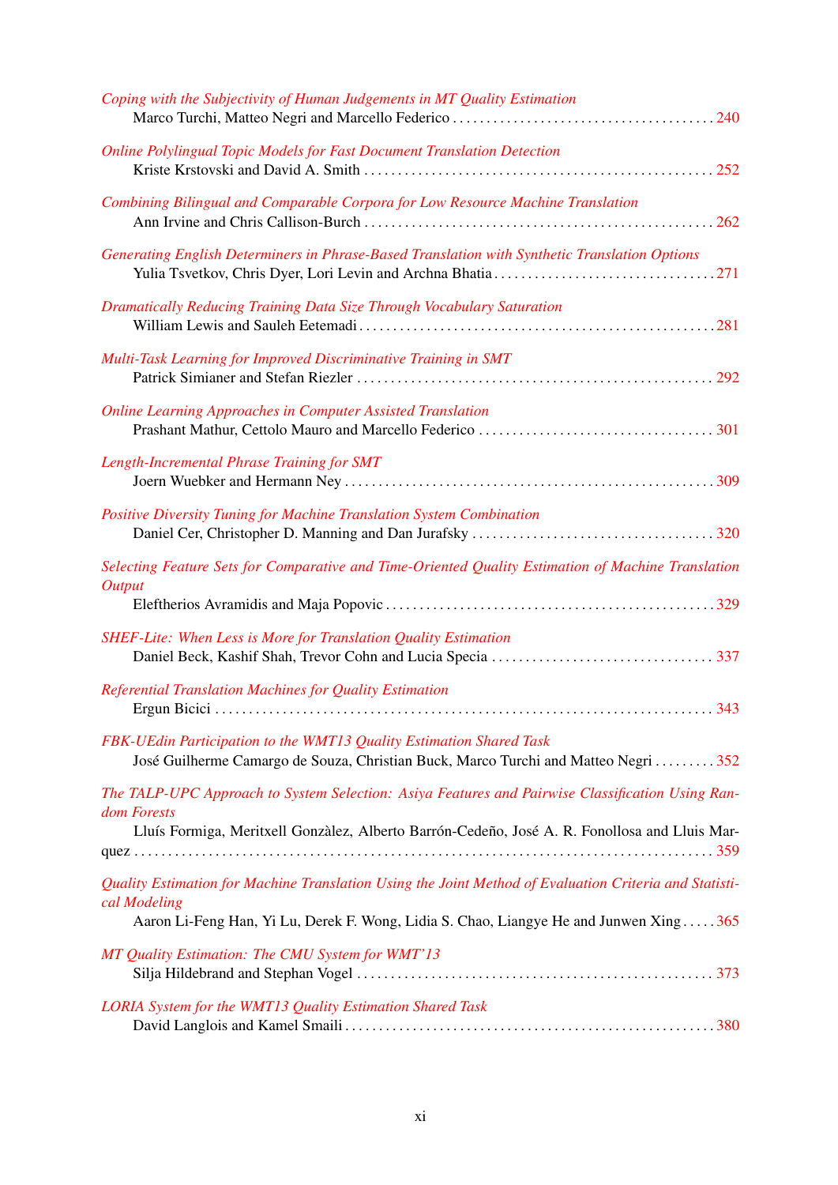*Coping with the Subjectivity of Human Judgements in MT Quality Estimation*
Marco Turchi, Matteo Negri and Marcello Federico . . . . . . . . . . . . . . . . . . . . . . . . . . . . . . . . . . . . . . . 240

*Online Polylingual Topic Models for Fast Document Translation Detection*
Kriste Krstovski and David A. Smith . . . . . . . . . . . . . . . . . . . . . . . . . . . . . . . . . . . . . . . . . . . . . . . . . . . 252

*Combining Bilingual and Comparable Corpora for Low Resource Machine Translation*
Ann Irvine and Chris Callison-Burch . . . . . . . . . . . . . . . . . . . . . . . . . . . . . . . . . . . . . . . . . . . . . . . . . . . 262

*Generating English Determiners in Phrase-Based Translation with Synthetic Translation Options*
Yulia Tsvetkov, Chris Dyer, Lori Levin and Archna Bhatia . . . . . . . . . . . . . . . . . . . . . . . . . . . . . . . . . 271

*Dramatically Reducing Training Data Size Through Vocabulary Saturation*
William Lewis and Sauleh Eetemadi . . . . . . . . . . . . . . . . . . . . . . . . . . . . . . . . . . . . . . . . . . . . . . . . . . . 281

*Multi-Task Learning for Improved Discriminative Training in SMT*
Patrick Simianer and Stefan Riezler . . . . . . . . . . . . . . . . . . . . . . . . . . . . . . . . . . . . . . . . . . . . . . . . . . . . 292

*Online Learning Approaches in Computer Assisted Translation*
Prashant Mathur, Cettolo Mauro and Marcello Federico . . . . . . . . . . . . . . . . . . . . . . . . . . . . . . . . . . . 301

*Length-Incremental Phrase Training for SMT*
Joern Wuebker and Hermann Ney . . . . . . . . . . . . . . . . . . . . . . . . . . . . . . . . . . . . . . . . . . . . . . . . . . . . . . 309

*Positive Diversity Tuning for Machine Translation System Combination*
Daniel Cer, Christopher D. Manning and Dan Jurafsky . . . . . . . . . . . . . . . . . . . . . . . . . . . . . . . . . . . . 320

*Selecting Feature Sets for Comparative and Time-Oriented Quality Estimation of Machine Translation Output*
Eleftherios Avramidis and Maja Popovic . . . . . . . . . . . . . . . . . . . . . . . . . . . . . . . . . . . . . . . . . . . . . . . . . 329

*SHEF-Lite: When Less is More for Translation Quality Estimation*
Daniel Beck, Kashif Shah, Trevor Cohn and Lucia Specia . . . . . . . . . . . . . . . . . . . . . . . . . . . . . . . . . 337

*Referential Translation Machines for Quality Estimation*
Ergun Bicici . . . . . . . . . . . . . . . . . . . . . . . . . . . . . . . . . . . . . . . . . . . . . . . . . . . . . . . . . . . . . . . . . . . . . . . . . 343

*FBK-UEdin Participation to the WMT13 Quality Estimation Shared Task*
José Guilherme Camargo de Souza, Christian Buck, Marco Turchi and Matteo Negri . . . . . . . . . 352

*The TALP-UPC Approach to System Selection: Asiya Features and Pairwise Classification Using Random Forests*
Lluís Formiga, Meritxell Gonzàlez, Alberto Barrón-Cedeño, José A. R. Fonollosa and Lluis Marquez . . . . . . . . . . . . . . . . . . . . . . . . . . . . . . . . . . . . . . . . . . . . . . . . . . . . . . . . . . . . . . . . . . . . . . . . . . . . . . 359

*Quality Estimation for Machine Translation Using the Joint Method of Evaluation Criteria and Statistical Modeling*
Aaron Li-Feng Han, Yi Lu, Derek F. Wong, Lidia S. Chao, Liangye He and Junwen Xing . . . . . 365

*MT Quality Estimation: The CMU System for WMT'13*
Silja Hildebrand and Stephan Vogel . . . . . . . . . . . . . . . . . . . . . . . . . . . . . . . . . . . . . . . . . . . . . . . . . . . . 373

*LORIA System for the WMT13 Quality Estimation Shared Task*
David Langlois and Kamel Smaili . . . . . . . . . . . . . . . . . . . . . . . . . . . . . . . . . . . . . . . . . . . . . . . . . . . . . . . 380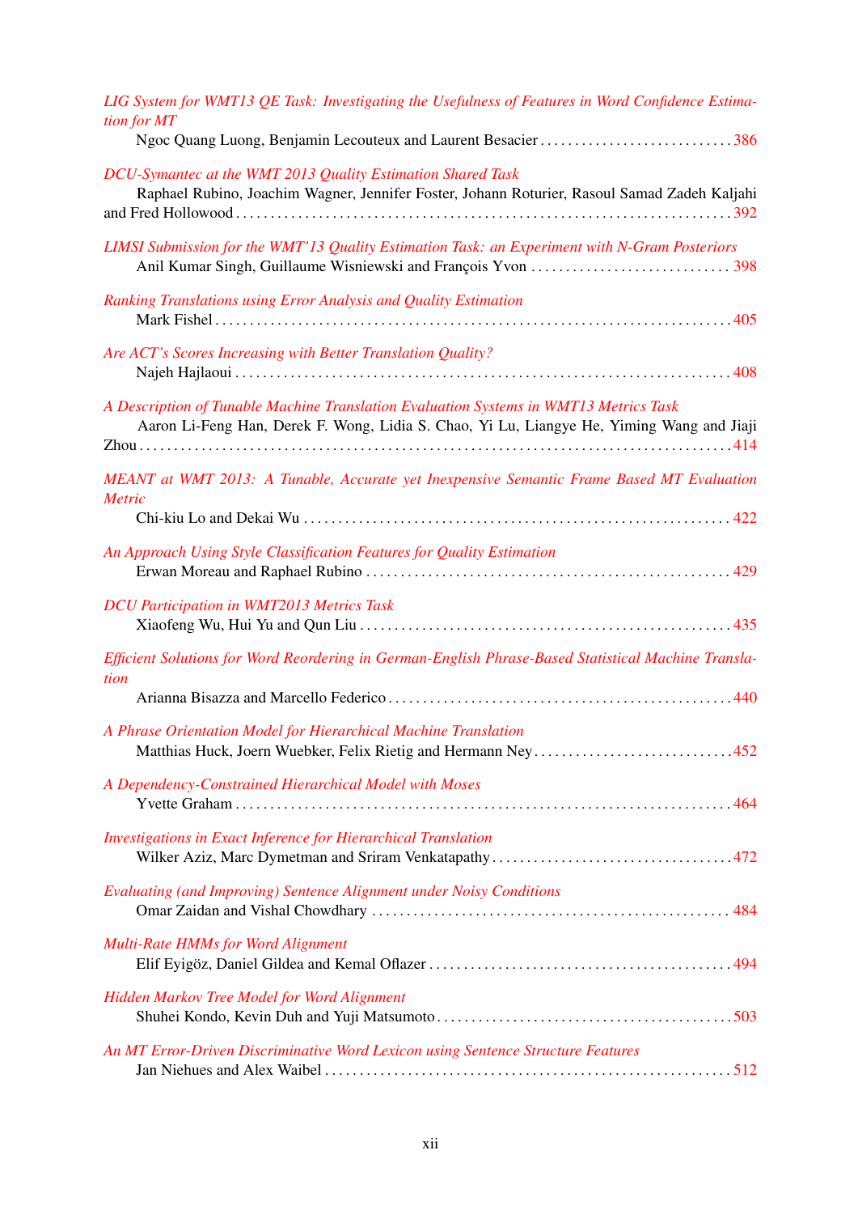*LIG System for WMT13 QE Task: Investigating the Usefulness of Features in Word Confidence Estimation for MT*
Ngoc Quang Luong, Benjamin Lecouteux and Laurent Besacier . . . . . . . . . . . . . . . . . . . . . . . . . . . . 386

*DCU-Symantec at the WMT 2013 Quality Estimation Shared Task*
Raphael Rubino, Joachim Wagner, Jennifer Foster, Johann Roturier, Rasoul Samad Zadeh Kaljahi and Fred Hollowood . . . . . . . . . . . . . . . . . . . . . . . . . . . . . . . . . . . . . . . . . . . . . . . . . . . . . . . . . . . . . . . . . . . . . . . 392

*LIMSI Submission for the WMT'13 Quality Estimation Task: an Experiment with N-Gram Posteriors*
Anil Kumar Singh, Guillaume Wisniewski and François Yvon . . . . . . . . . . . . . . . . . . . . . . . . . . . . . 398

*Ranking Translations using Error Analysis and Quality Estimation*
Mark Fishel . . . . . . . . . . . . . . . . . . . . . . . . . . . . . . . . . . . . . . . . . . . . . . . . . . . . . . . . . . . . . . . . . . . . . . . . . 405

*Are ACT's Scores Increasing with Better Translation Quality?*
Najeh Hajlaoui . . . . . . . . . . . . . . . . . . . . . . . . . . . . . . . . . . . . . . . . . . . . . . . . . . . . . . . . . . . . . . . . . . . . . . 408

*A Description of Tunable Machine Translation Evaluation Systems in WMT13 Metrics Task*
Aaron Li-Feng Han, Derek F. Wong, Lidia S. Chao, Yi Lu, Liangye He, Yiming Wang and Jiaji Zhou . . . . . . . . . . . . . . . . . . . . . . . . . . . . . . . . . . . . . . . . . . . . . . . . . . . . . . . . . . . . . . . . . . . . . . . . . . . . . . . . . 414

*MEANT at WMT 2013: A Tunable, Accurate yet Inexpensive Semantic Frame Based MT Evaluation Metric*
Chi-kiu Lo and Dekai Wu . . . . . . . . . . . . . . . . . . . . . . . . . . . . . . . . . . . . . . . . . . . . . . . . . . . . . . . . . . . . . . 422

*An Approach Using Style Classification Features for Quality Estimation*
Erwan Moreau and Raphael Rubino . . . . . . . . . . . . . . . . . . . . . . . . . . . . . . . . . . . . . . . . . . . . . . . . . . . . . 429

*DCU Participation in WMT2013 Metrics Task*
Xiaofeng Wu, Hui Yu and Qun Liu . . . . . . . . . . . . . . . . . . . . . . . . . . . . . . . . . . . . . . . . . . . . . . . . . . . . . . 435

*Efficient Solutions for Word Reordering in German-English Phrase-Based Statistical Machine Translation*
Arianna Bisazza and Marcello Federico . . . . . . . . . . . . . . . . . . . . . . . . . . . . . . . . . . . . . . . . . . . . . . . . . . 440

*A Phrase Orientation Model for Hierarchical Machine Translation*
Matthias Huck, Joern Wuebker, Felix Rietig and Hermann Ney . . . . . . . . . . . . . . . . . . . . . . . . . . . . . 452

*A Dependency-Constrained Hierarchical Model with Moses*
Yvette Graham . . . . . . . . . . . . . . . . . . . . . . . . . . . . . . . . . . . . . . . . . . . . . . . . . . . . . . . . . . . . . . . . . . . . . . . 464

*Investigations in Exact Inference for Hierarchical Translation*
Wilker Aziz, Marc Dymetman and Sriram Venkatapathy . . . . . . . . . . . . . . . . . . . . . . . . . . . . . . . . . . . 472

*Evaluating (and Improving) Sentence Alignment under Noisy Conditions*
Omar Zaidan and Vishal Chowdhary . . . . . . . . . . . . . . . . . . . . . . . . . . . . . . . . . . . . . . . . . . . . . . . . . . . . 484

*Multi-Rate HMMs for Word Alignment*
Elif Eyigöz, Daniel Gildea and Kemal Oflazer . . . . . . . . . . . . . . . . . . . . . . . . . . . . . . . . . . . . . . . . . . . . 494

*Hidden Markov Tree Model for Word Alignment*
Shuhei Kondo, Kevin Duh and Yuji Matsumoto . . . . . . . . . . . . . . . . . . . . . . . . . . . . . . . . . . . . . . . . . . . 503

*An MT Error-Driven Discriminative Word Lexicon using Sentence Structure Features*
Jan Niehues and Alex Waibel . . . . . . . . . . . . . . . . . . . . . . . . . . . . . . . . . . . . . . . . . . . . . . . . . . . . . . . . . . . 512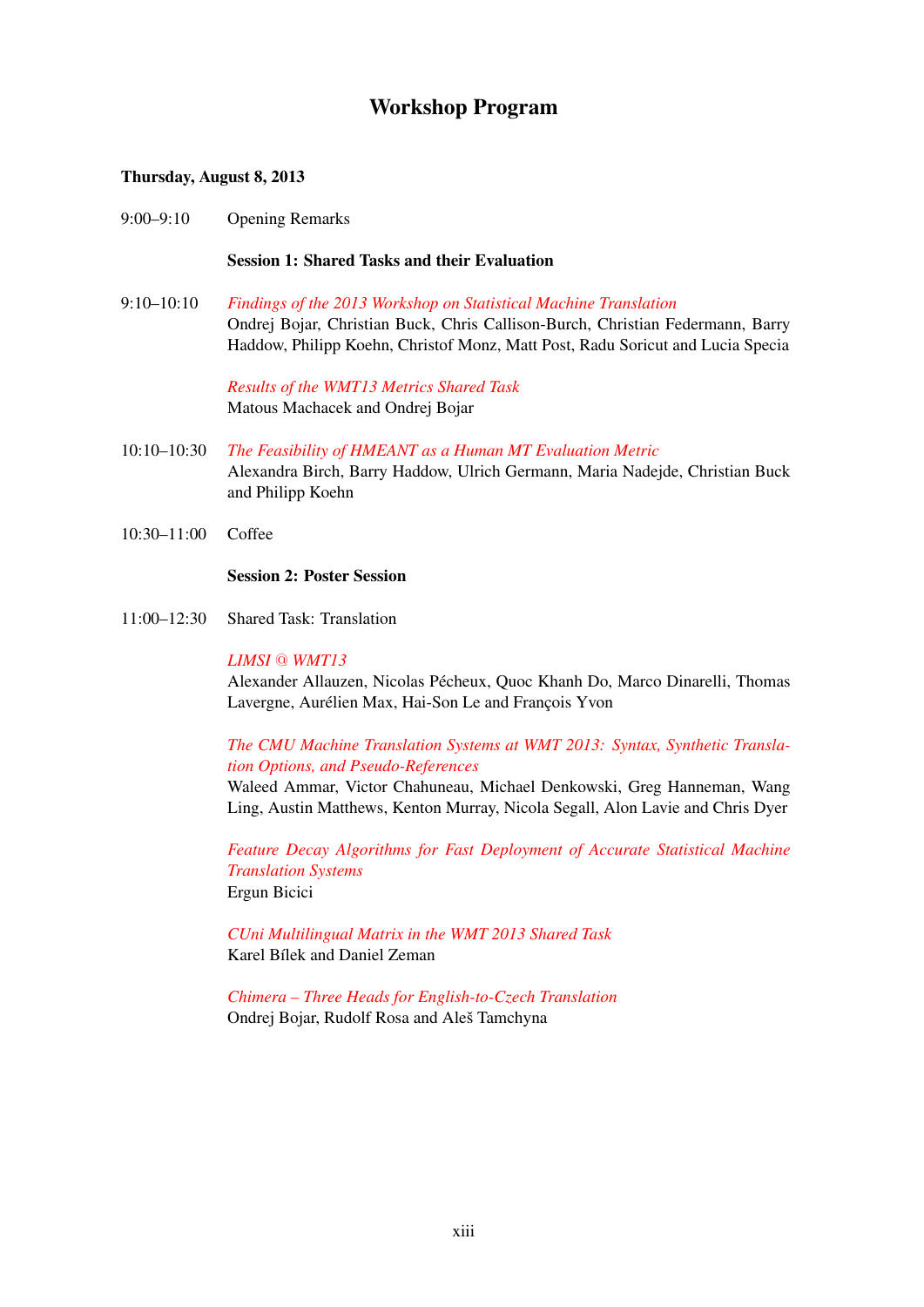# Workshop Program

**Thursday, August 8, 2013**

9:00–9:10 Opening Remarks

**Session 1: Shared Tasks and their Evaluation**

9:10–10:10 *Findings of the 2013 Workshop on Statistical Machine Translation*
Ondrej Bojar, Christian Buck, Chris Callison-Burch, Christian Federmann, Barry Haddow, Philipp Koehn, Christof Monz, Matt Post, Radu Soricut and Lucia Specia

*Results of the WMT13 Metrics Shared Task*
Matous Machacek and Ondrej Bojar

10:10–10:30 *The Feasibility of HMEANT as a Human MT Evaluation Metric*
Alexandra Birch, Barry Haddow, Ulrich Germann, Maria Nadejde, Christian Buck and Philipp Koehn

10:30–11:00 Coffee

**Session 2: Poster Session**

11:00–12:30 Shared Task: Translation

*LIMSI @ WMT13*
Alexander Allauzen, Nicolas Pécheux, Quoc Khanh Do, Marco Dinarelli, Thomas Lavergne, Aurélien Max, Hai-Son Le and François Yvon

*The CMU Machine Translation Systems at WMT 2013: Syntax, Synthetic Translation Options, and Pseudo-References*
Waleed Ammar, Victor Chahuneau, Michael Denkowski, Greg Hanneman, Wang Ling, Austin Matthews, Kenton Murray, Nicola Segall, Alon Lavie and Chris Dyer

*Feature Decay Algorithms for Fast Deployment of Accurate Statistical Machine Translation Systems*
Ergun Bicici

*CUni Multilingual Matrix in the WMT 2013 Shared Task*
Karel Bílek and Daniel Zeman

*Chimera – Three Heads for English-to-Czech Translation*
Ondrej Bojar, Rudolf Rosa and Aleš Tamchyna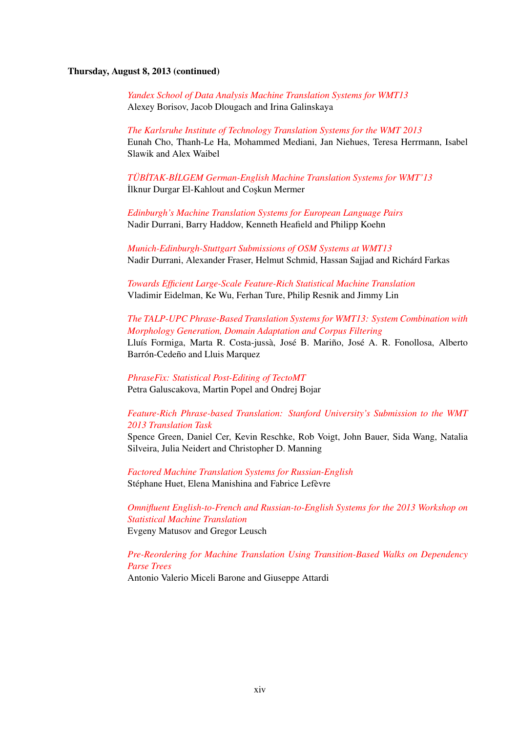**Thursday, August 8, 2013 (continued)**

*Yandex School of Data Analysis Machine Translation Systems for WMT13*
Alexey Borisov, Jacob Dlougach and Irina Galinskaya

*The Karlsruhe Institute of Technology Translation Systems for the WMT 2013*
Eunah Cho, Thanh-Le Ha, Mohammed Mediani, Jan Niehues, Teresa Herrmann, Isabel Slawik and Alex Waibel

*TÜBİTAK-BİLGEM German-English Machine Translation Systems for WMT'13*
İlknur Durgar El-Kahlout and Coşkun Mermer

*Edinburgh's Machine Translation Systems for European Language Pairs*
Nadir Durrani, Barry Haddow, Kenneth Heafield and Philipp Koehn

*Munich-Edinburgh-Stuttgart Submissions of OSM Systems at WMT13*
Nadir Durrani, Alexander Fraser, Helmut Schmid, Hassan Sajjad and Richárd Farkas

*Towards Efficient Large-Scale Feature-Rich Statistical Machine Translation*
Vladimir Eidelman, Ke Wu, Ferhan Ture, Philip Resnik and Jimmy Lin

*The TALP-UPC Phrase-Based Translation Systems for WMT13: System Combination with Morphology Generation, Domain Adaptation and Corpus Filtering*
Lluís Formiga, Marta R. Costa-jussà, José B. Mariño, José A. R. Fonollosa, Alberto Barrón-Cedeño and Lluis Marquez

*PhraseFix: Statistical Post-Editing of TectoMT*
Petra Galuscakova, Martin Popel and Ondrej Bojar

*Feature-Rich Phrase-based Translation: Stanford University's Submission to the WMT 2013 Translation Task*
Spence Green, Daniel Cer, Kevin Reschke, Rob Voigt, John Bauer, Sida Wang, Natalia Silveira, Julia Neidert and Christopher D. Manning

*Factored Machine Translation Systems for Russian-English*
Stéphane Huet, Elena Manishina and Fabrice Lefèvre

*Omnifluent English-to-French and Russian-to-English Systems for the 2013 Workshop on Statistical Machine Translation*
Evgeny Matusov and Gregor Leusch

*Pre-Reordering for Machine Translation Using Transition-Based Walks on Dependency Parse Trees*
Antonio Valerio Miceli Barone and Giuseppe Attardi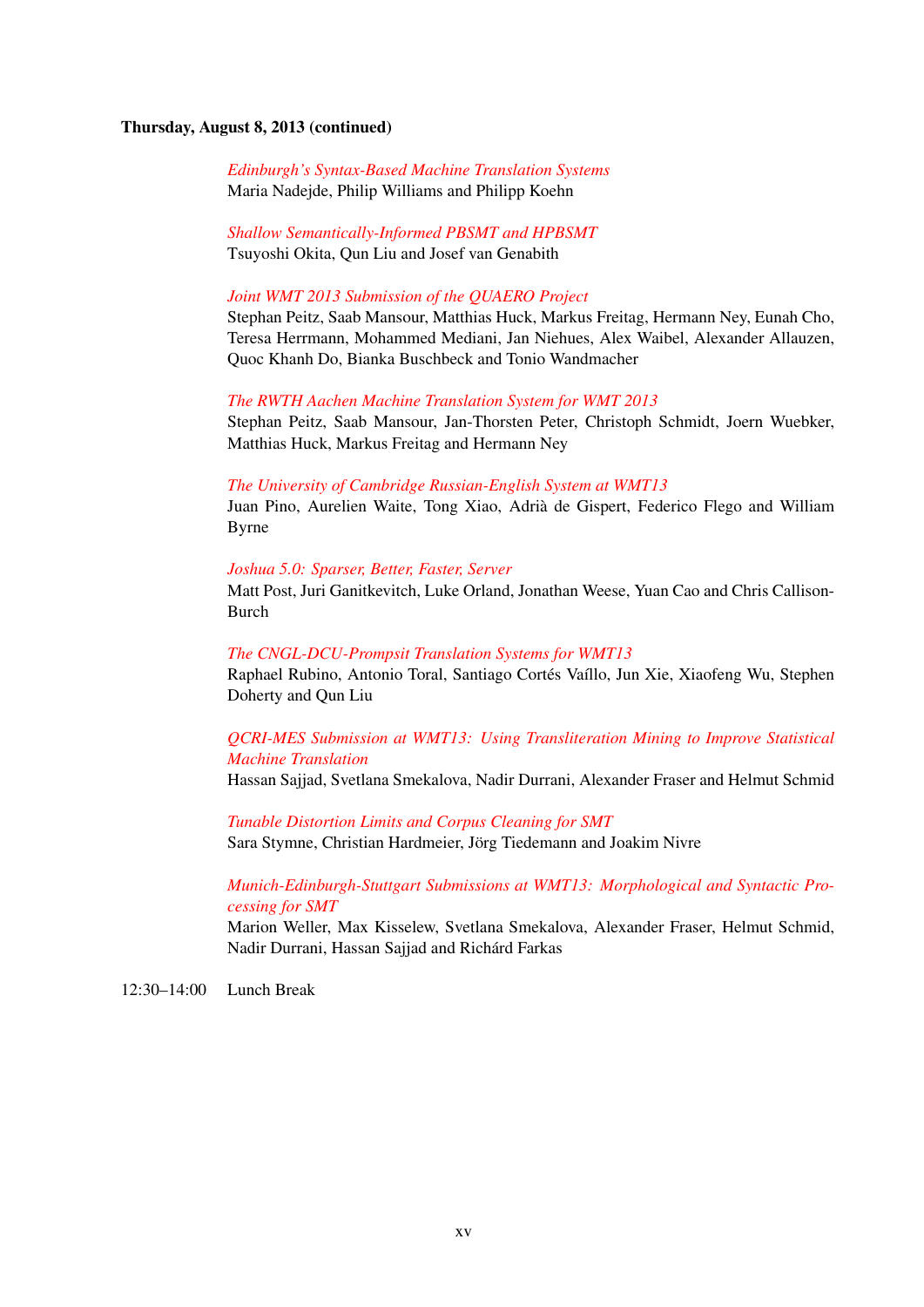**Thursday, August 8, 2013 (continued)**

*Edinburgh's Syntax-Based Machine Translation Systems*
Maria Nadejde, Philip Williams and Philipp Koehn

*Shallow Semantically-Informed PBSMT and HPBSMT*
Tsuyoshi Okita, Qun Liu and Josef van Genabith

*Joint WMT 2013 Submission of the QUAERO Project*
Stephan Peitz, Saab Mansour, Matthias Huck, Markus Freitag, Hermann Ney, Eunah Cho, Teresa Herrmann, Mohammed Mediani, Jan Niehues, Alex Waibel, Alexander Allauzen, Quoc Khanh Do, Bianka Buschbeck and Tonio Wandmacher

*The RWTH Aachen Machine Translation System for WMT 2013*
Stephan Peitz, Saab Mansour, Jan-Thorsten Peter, Christoph Schmidt, Joern Wuebker, Matthias Huck, Markus Freitag and Hermann Ney

*The University of Cambridge Russian-English System at WMT13*
Juan Pino, Aurelien Waite, Tong Xiao, Adrià de Gispert, Federico Flego and William Byrne

*Joshua 5.0: Sparser, Better, Faster, Server*
Matt Post, Juri Ganitkevitch, Luke Orland, Jonathan Weese, Yuan Cao and Chris Callison-Burch

*The CNGL-DCU-Prompsit Translation Systems for WMT13*
Raphael Rubino, Antonio Toral, Santiago Cortés Vaíllo, Jun Xie, Xiaofeng Wu, Stephen Doherty and Qun Liu

*QCRI-MES Submission at WMT13: Using Transliteration Mining to Improve Statistical Machine Translation*
Hassan Sajjad, Svetlana Smekalova, Nadir Durrani, Alexander Fraser and Helmut Schmid

*Tunable Distortion Limits and Corpus Cleaning for SMT*
Sara Stymne, Christian Hardmeier, Jörg Tiedemann and Joakim Nivre

*Munich-Edinburgh-Stuttgart Submissions at WMT13: Morphological and Syntactic Processing for SMT*
Marion Weller, Max Kisselew, Svetlana Smekalova, Alexander Fraser, Helmut Schmid, Nadir Durrani, Hassan Sajjad and Richárd Farkas

12:30–14:00 Lunch Break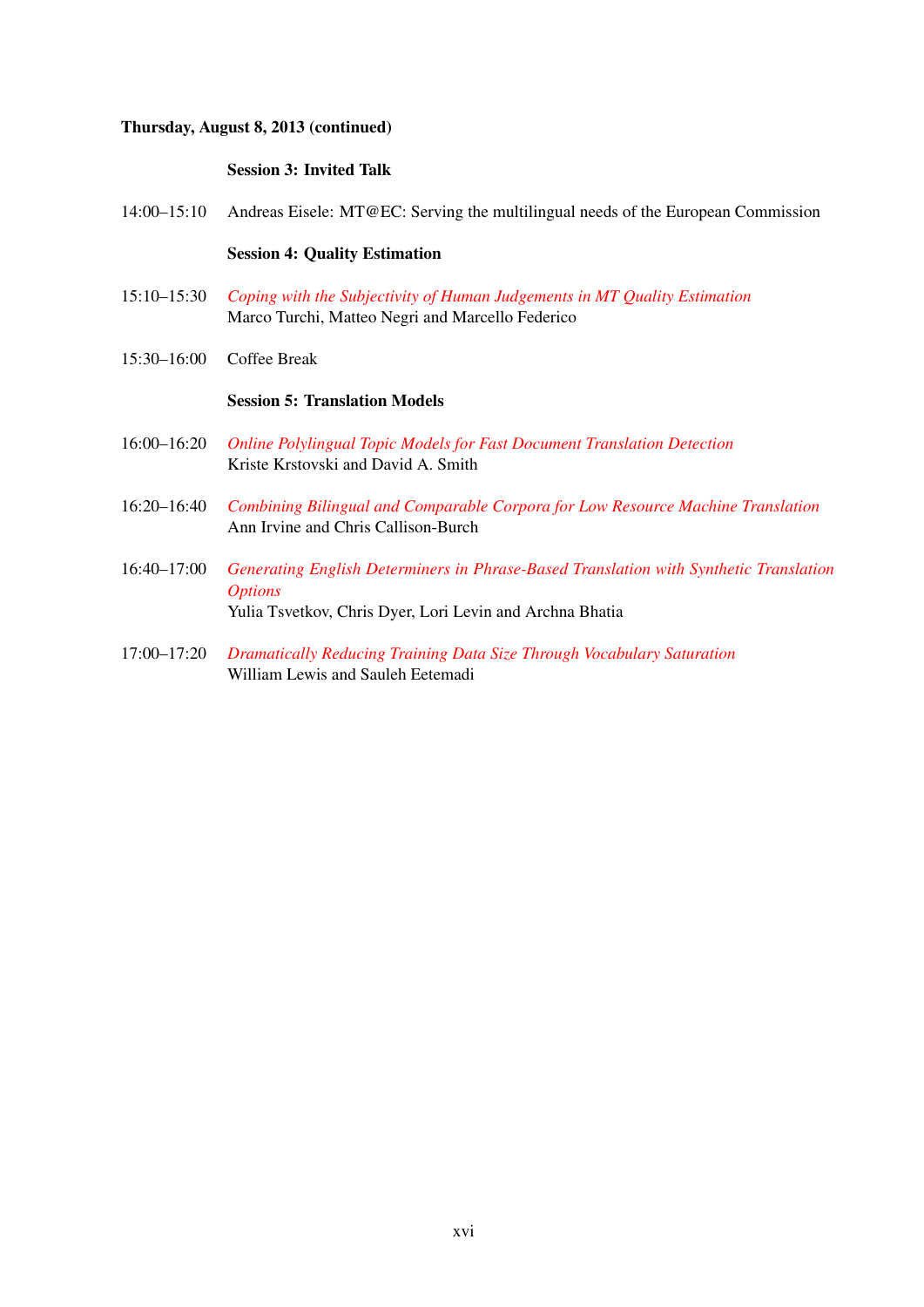**Thursday, August 8, 2013 (continued)**

**Session 3: Invited Talk**

14:00–15:10 Andreas Eisele: MT@EC: Serving the multilingual needs of the European Commission

**Session 4: Quality Estimation**

15:10–15:30 *Coping with the Subjectivity of Human Judgements in MT Quality Estimation*
Marco Turchi, Matteo Negri and Marcello Federico

15:30–16:00 Coffee Break

**Session 5: Translation Models**

16:00–16:20 *Online Polylingual Topic Models for Fast Document Translation Detection*
Kriste Krstovski and David A. Smith

16:20–16:40 *Combining Bilingual and Comparable Corpora for Low Resource Machine Translation*
Ann Irvine and Chris Callison-Burch

16:40–17:00 *Generating English Determiners in Phrase-Based Translation with Synthetic Translation Options*
Yulia Tsvetkov, Chris Dyer, Lori Levin and Archna Bhatia

17:00–17:20 *Dramatically Reducing Training Data Size Through Vocabulary Saturation*
William Lewis and Sauleh Eetemadi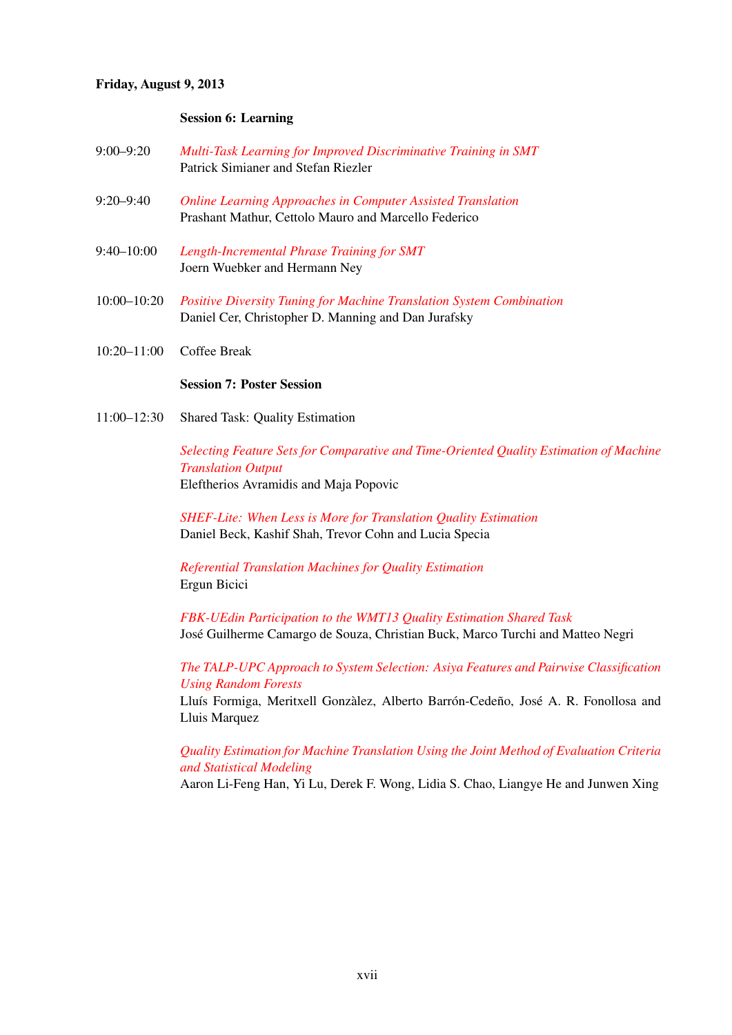**Friday, August 9, 2013**

**Session 6: Learning**

9:00–9:20 *Multi-Task Learning for Improved Discriminative Training in SMT*
Patrick Simianer and Stefan Riezler

9:20–9:40 *Online Learning Approaches in Computer Assisted Translation*
Prashant Mathur, Cettolo Mauro and Marcello Federico

9:40–10:00 *Length-Incremental Phrase Training for SMT*
Joern Wuebker and Hermann Ney

10:00–10:20 *Positive Diversity Tuning for Machine Translation System Combination*
Daniel Cer, Christopher D. Manning and Dan Jurafsky

10:20–11:00 Coffee Break

**Session 7: Poster Session**

11:00–12:30 Shared Task: Quality Estimation

*Selecting Feature Sets for Comparative and Time-Oriented Quality Estimation of Machine Translation Output*
Eleftherios Avramidis and Maja Popovic

*SHEF-Lite: When Less is More for Translation Quality Estimation*
Daniel Beck, Kashif Shah, Trevor Cohn and Lucia Specia

*Referential Translation Machines for Quality Estimation*
Ergun Bicici

*FBK-UEdin Participation to the WMT13 Quality Estimation Shared Task*
José Guilherme Camargo de Souza, Christian Buck, Marco Turchi and Matteo Negri

*The TALP-UPC Approach to System Selection: Asiya Features and Pairwise Classification Using Random Forests*
Lluís Formiga, Meritxell Gonzàlez, Alberto Barrón-Cedeño, José A. R. Fonollosa and Lluis Marquez

*Quality Estimation for Machine Translation Using the Joint Method of Evaluation Criteria and Statistical Modeling*
Aaron Li-Feng Han, Yi Lu, Derek F. Wong, Lidia S. Chao, Liangye He and Junwen Xing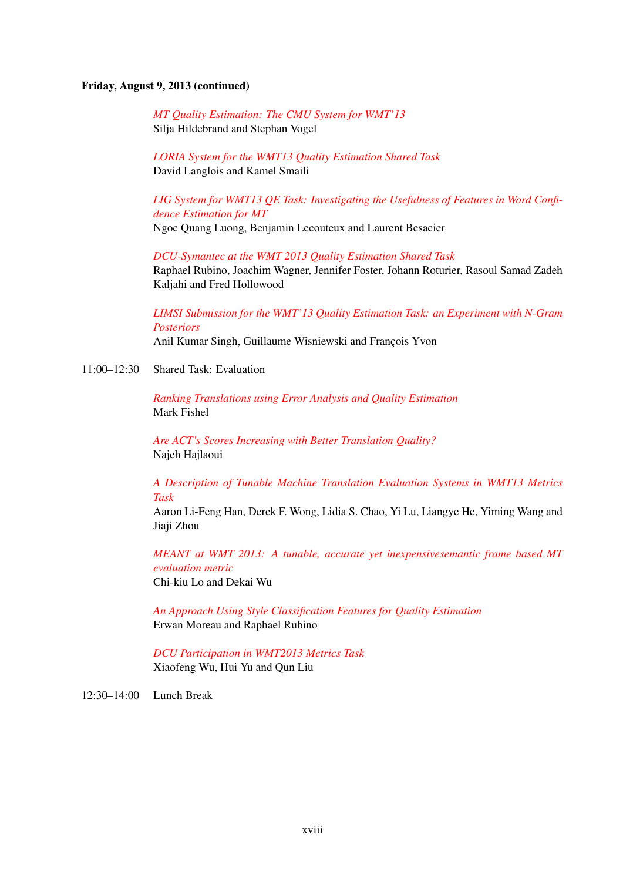**Friday, August 9, 2013 (continued)**

*MT Quality Estimation: The CMU System for WMT'13*
Silja Hildebrand and Stephan Vogel

*LORIA System for the WMT13 Quality Estimation Shared Task*
David Langlois and Kamel Smaili

*LIG System for WMT13 QE Task: Investigating the Usefulness of Features in Word Confidence Estimation for MT*
Ngoc Quang Luong, Benjamin Lecouteux and Laurent Besacier

*DCU-Symantec at the WMT 2013 Quality Estimation Shared Task*
Raphael Rubino, Joachim Wagner, Jennifer Foster, Johann Roturier, Rasoul Samad Zadeh Kaljahi and Fred Hollowood

*LIMSI Submission for the WMT'13 Quality Estimation Task: an Experiment with N-Gram Posteriors*
Anil Kumar Singh, Guillaume Wisniewski and François Yvon

11:00–12:30 Shared Task: Evaluation

*Ranking Translations using Error Analysis and Quality Estimation*
Mark Fishel

*Are ACT's Scores Increasing with Better Translation Quality?*
Najeh Hajlaoui

*A Description of Tunable Machine Translation Evaluation Systems in WMT13 Metrics Task*
Aaron Li-Feng Han, Derek F. Wong, Lidia S. Chao, Yi Lu, Liangye He, Yiming Wang and Jiaji Zhou

*MEANT at WMT 2013: A tunable, accurate yet inexpensivesemantic frame based MT evaluation metric*
Chi-kiu Lo and Dekai Wu

*An Approach Using Style Classification Features for Quality Estimation*
Erwan Moreau and Raphael Rubino

*DCU Participation in WMT2013 Metrics Task*
Xiaofeng Wu, Hui Yu and Qun Liu

12:30–14:00 Lunch Break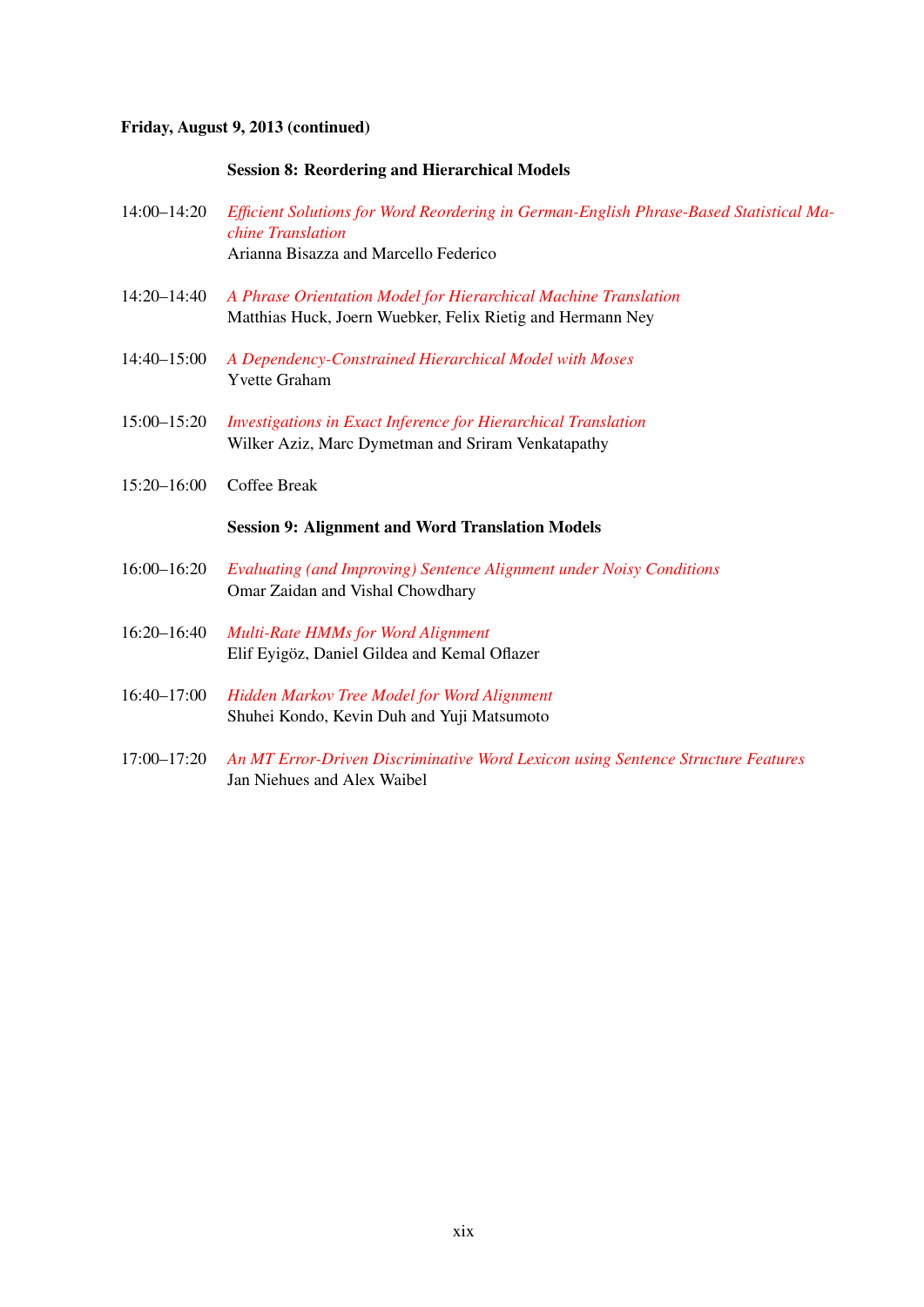**Friday, August 9, 2013 (continued)**

**Session 8: Reordering and Hierarchical Models**

14:00–14:20 *Efficient Solutions for Word Reordering in German-English Phrase-Based Statistical Machine Translation*
Arianna Bisazza and Marcello Federico

14:20–14:40 *A Phrase Orientation Model for Hierarchical Machine Translation*
Matthias Huck, Joern Wuebker, Felix Rietig and Hermann Ney

14:40–15:00 *A Dependency-Constrained Hierarchical Model with Moses*
Yvette Graham

15:00–15:20 *Investigations in Exact Inference for Hierarchical Translation*
Wilker Aziz, Marc Dymetman and Sriram Venkatapathy

15:20–16:00 Coffee Break

**Session 9: Alignment and Word Translation Models**

16:00–16:20 *Evaluating (and Improving) Sentence Alignment under Noisy Conditions*
Omar Zaidan and Vishal Chowdhary

16:20–16:40 *Multi-Rate HMMs for Word Alignment*
Elif Eyigöz, Daniel Gildea and Kemal Oflazer

16:40–17:00 *Hidden Markov Tree Model for Word Alignment*
Shuhei Kondo, Kevin Duh and Yuji Matsumoto

17:00–17:20 *An MT Error-Driven Discriminative Word Lexicon using Sentence Structure Features*
Jan Niehues and Alex Waibel